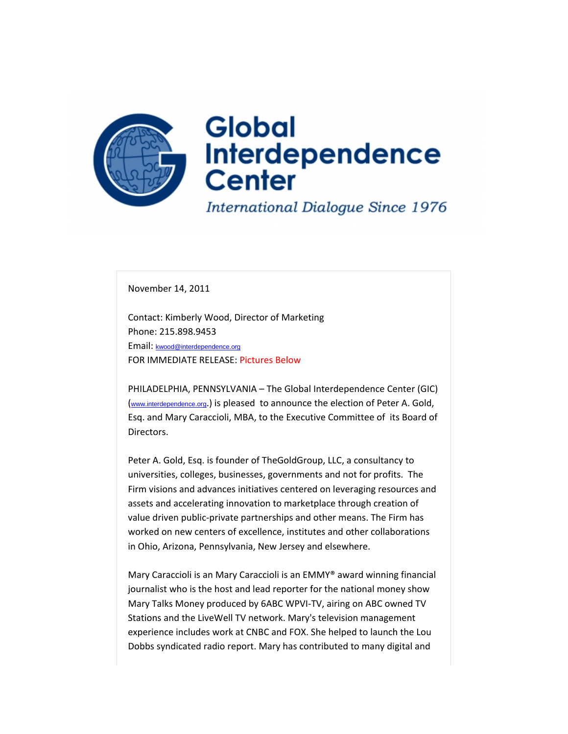# Global Interdependence Center

*International Dialogue Since 1976*

November 14, 2011

Contact: Kimberly Wood, Director of Marketing
Phone: 215.898.9453
Email: kwood@interdependence.org
FOR IMMEDIATE RELEASE: Pictures Below

PHILADELPHIA, PENNSYLVANIA – The Global Interdependence Center (GIC) (www.interdependence.org.) is pleased to announce the election of Peter A. Gold, Esq. and Mary Caraccioli, MBA, to the Executive Committee of its Board of Directors.

Peter A. Gold, Esq. is founder of TheGoldGroup, LLC, a consultancy to universities, colleges, businesses, governments and not for profits. The Firm visions and advances initiatives centered on leveraging resources and assets and accelerating innovation to marketplace through creation of value driven public-private partnerships and other means. The Firm has worked on new centers of excellence, institutes and other collaborations in Ohio, Arizona, Pennsylvania, New Jersey and elsewhere.

Mary Caraccioli is an Mary Caraccioli is an EMMY® award winning financial journalist who is the host and lead reporter for the national money show Mary Talks Money produced by 6ABC WPVI-TV, airing on ABC owned TV Stations and the LiveWell TV network. Mary's television management experience includes work at CNBC and FOX. She helped to launch the Lou Dobbs syndicated radio report. Mary has contributed to many digital and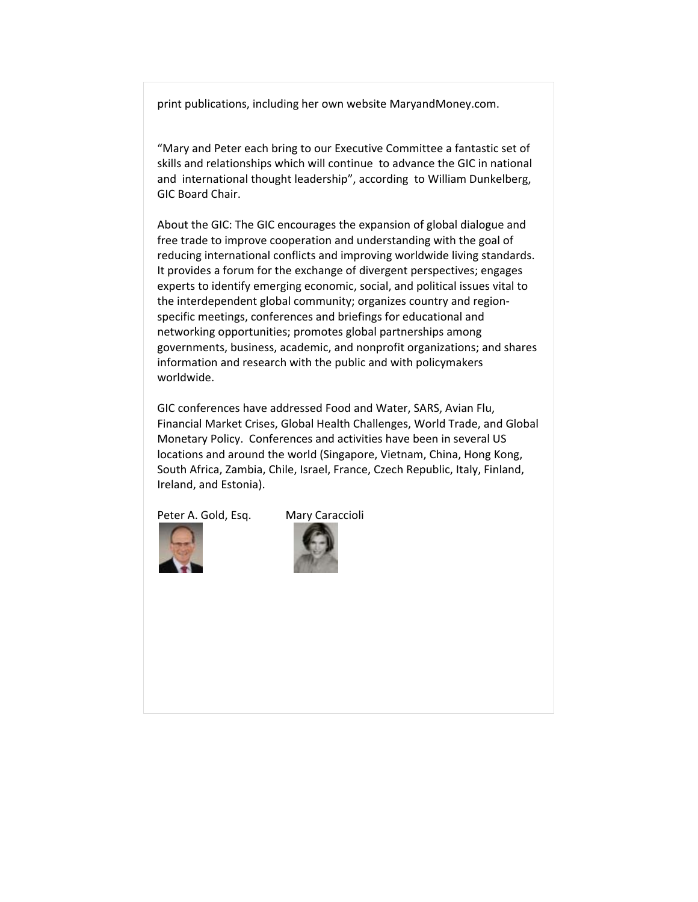print publications, including her own website MaryandMoney.com.

"Mary and Peter each bring to our Executive Committee a fantastic set of skills and relationships which will continue to advance the GIC in national and international thought leadership", according to William Dunkelberg, GIC Board Chair.

About the GIC: The GIC encourages the expansion of global dialogue and free trade to improve cooperation and understanding with the goal of reducing international conflicts and improving worldwide living standards. It provides a forum for the exchange of divergent perspectives; engages experts to identify emerging economic, social, and political issues vital to the interdependent global community; organizes country and region-specific meetings, conferences and briefings for educational and networking opportunities; promotes global partnerships among governments, business, academic, and nonprofit organizations; and shares information and research with the public and with policymakers worldwide.

GIC conferences have addressed Food and Water, SARS, Avian Flu, Financial Market Crises, Global Health Challenges, World Trade, and Global Monetary Policy. Conferences and activities have been in several US locations and around the world (Singapore, Vietnam, China, Hong Kong, South Africa, Zambia, Chile, Israel, France, Czech Republic, Italy, Finland, Ireland, and Estonia).

Peter A. Gold, Esq. Mary Caraccioli